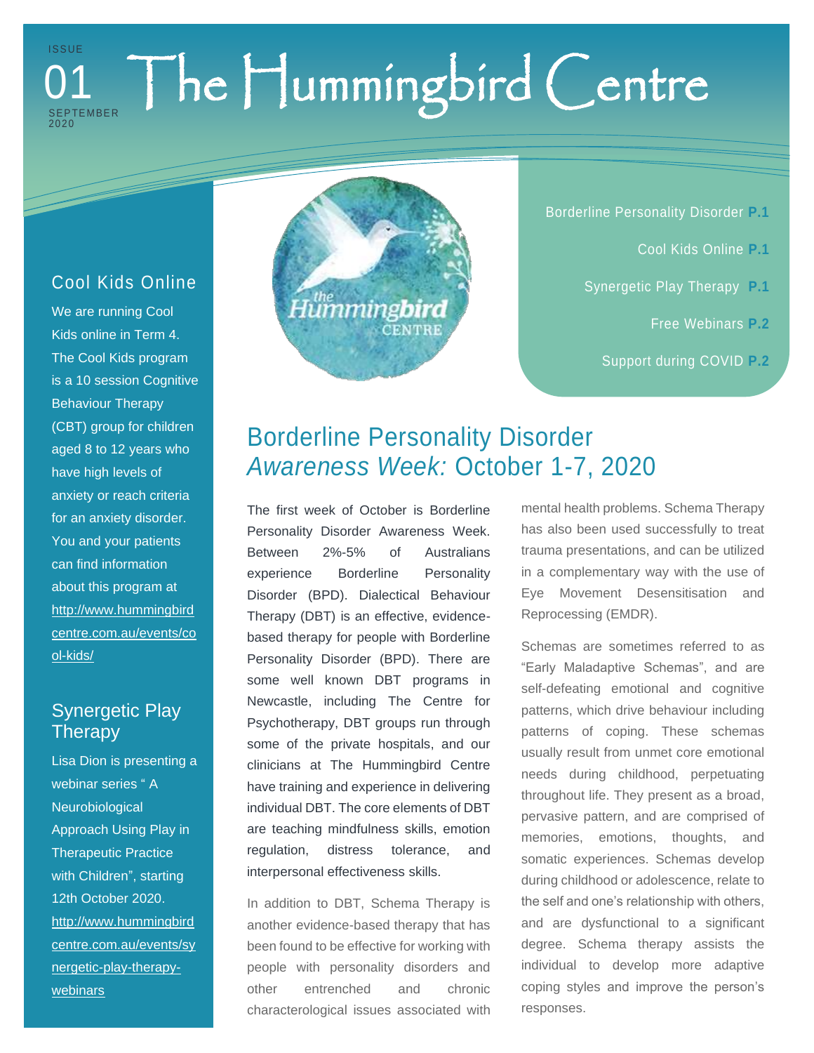ISSUE 01 SEPTEMBER 2020

# The Hummingbird Centre

- Borderline Personality Disorder **P.1**
- Cool Kids Online **P.1**
- Synergetic Play Therapy **P.1**
- Free Webinars **P.2**
- Support during COVID **P.2**

## Cool Kids Online

We are running Cool Kids online in Term 4. The Cool Kids program is a 10 session Cognitive Behaviour Therapy (CBT) group for children aged 8 to 12 years who have high levels of anxiety or reach criteria for an anxiety disorder. You and your patients can find information about this program at http://www.hummingbirdcentre.com.au/events/cool-kids/

## Synergetic Play Therapy

Lisa Dion is presenting a webinar series " A Neurobiological Approach Using Play in Therapeutic Practice with Children", starting 12th October 2020. http://www.hummingbirdcentre.com.au/events/synergetic-play-therapy-webinars

## Borderline Personality Disorder *Awareness Week:* October 1-7, 2020

The first week of October is Borderline Personality Disorder Awareness Week. Between 2%-5% of Australians experience Borderline Personality Disorder (BPD). Dialectical Behaviour Therapy (DBT) is an effective, evidence-based therapy for people with Borderline Personality Disorder (BPD). There are some well known DBT programs in Newcastle, including The Centre for Psychotherapy, DBT groups run through some of the private hospitals, and our clinicians at The Hummingbird Centre have training and experience in delivering individual DBT. The core elements of DBT are teaching mindfulness skills, emotion regulation, distress tolerance, and interpersonal effectiveness skills.

In addition to DBT, Schema Therapy is another evidence-based therapy that has been found to be effective for working with people with personality disorders and other entrenched and chronic characterological issues associated with mental health problems. Schema Therapy has also been used successfully to treat trauma presentations, and can be utilized in a complementary way with the use of Eye Movement Desensitisation and Reprocessing (EMDR).

Schemas are sometimes referred to as "Early Maladaptive Schemas", and are self-defeating emotional and cognitive patterns, which drive behaviour including patterns of coping. These schemas usually result from unmet core emotional needs during childhood, perpetuating throughout life. They present as a broad, pervasive pattern, and are comprised of memories, emotions, thoughts, and somatic experiences. Schemas develop during childhood or adolescence, relate to the self and one's relationship with others, and are dysfunctional to a significant degree. Schema therapy assists the individual to develop more adaptive coping styles and improve the person's responses.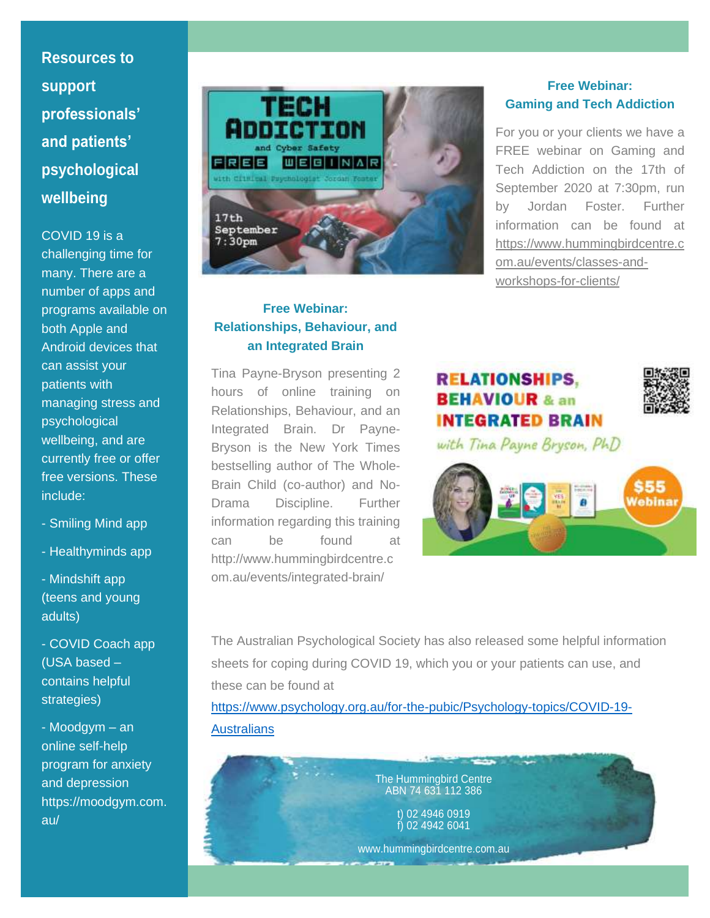## Resources to support professionals' and patients' psychological wellbeing

COVID 19 is a challenging time for many. There are a number of apps and programs available on both Apple and Android devices that can assist your patients with managing stress and psychological wellbeing, and are currently free or offer free versions. These include:

- Smiling Mind app
- Healthyminds app
- Mindshift app (teens and young adults)
- COVID Coach app (USA based – contains helpful strategies)
- Moodgym – an online self-help program for anxiety and depression https://moodgym.com.au/

### Free Webinar: Gaming and Tech Addiction

For you or your clients we have a FREE webinar on Gaming and Tech Addiction on the 17th of September 2020 at 7:30pm, run by Jordan Foster. Further information can be found at https://www.hummingbirdcentre.com.au/events/classes-and-workshops-for-clients/

### Free Webinar: Relationships, Behaviour, and an Integrated Brain

Tina Payne-Bryson presenting 2 hours of online training on Relationships, Behaviour, and an Integrated Brain. Dr Payne-Bryson is the New York Times bestselling author of The Whole-Brain Child (co-author) and No-Drama Discipline. Further information regarding this training can be found at http://www.hummingbirdcentre.com.au/events/integrated-brain/

The Australian Psychological Society has also released some helpful information sheets for coping during COVID 19, which you or your patients can use, and these can be found at https://www.psychology.org.au/for-the-pubic/Psychology-topics/COVID-19-Australians

The Hummingbird Centre
ABN 74 631 112 386

t) 02 4946 0919
f) 02 4942 6041

www.hummingbirdcentre.com.au